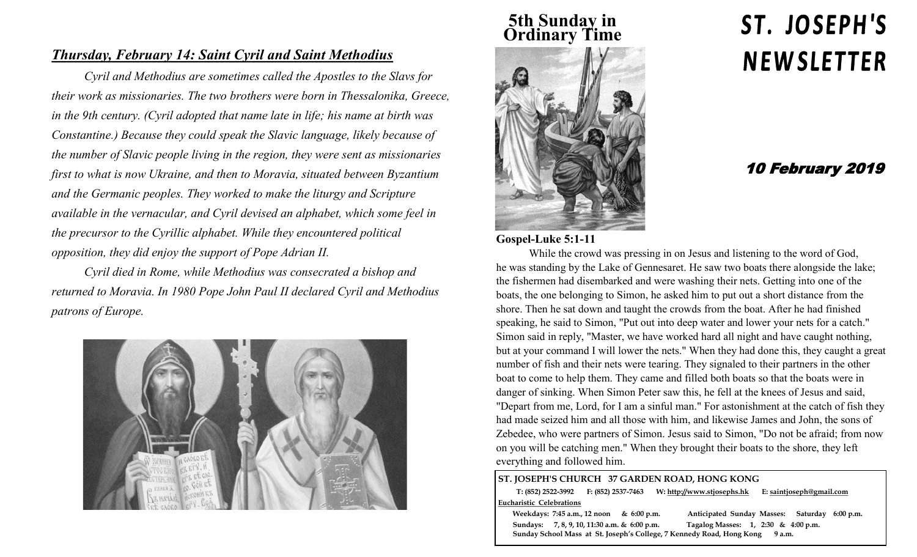## *Thursday, February 14: Saint Cyril and Saint Methodius*

*Cyril and Methodius are sometimes called the Apostles to the Slavs for their work as missionaries. The two brothers were born in Thessalonika, Greece, in the 9th century. (Cyril adopted that name late in life; his name at birth was Constantine.) Because they could speak the Slavic language, likely because of the number of Slavic people living in the region, they were sent as missionaries first to what is now Ukraine, and then to Moravia, situated between Byzantium and the Germanic peoples. They worked to make the liturgy and Scripture available in the vernacular, and Cyril devised an alphabet, which some feel in the precursor to the Cyrillic alphabet. While they encountered political opposition, they did enjoy the support of Pope Adrian II.*

*Cyril died in Rome, while Methodius was consecrated a bishop and returned to Moravia. In 1980 Pope John Paul II declared Cyril and Methodius patrons of Europe.*

# ST. JOSEPH'S NEWSLETTER

**5th Sunday in Ordinary Time**

***10 February 2019***

**Gospel-Luke 5:1-11**

While the crowd was pressing in on Jesus and listening to the word of God, he was standing by the Lake of Gennesaret. He saw two boats there alongside the lake; the fishermen had disembarked and were washing their nets. Getting into one of the boats, the one belonging to Simon, he asked him to put out a short distance from the shore. Then he sat down and taught the crowds from the boat. After he had finished speaking, he said to Simon, "Put out into deep water and lower your nets for a catch." Simon said in reply, "Master, we have worked hard all night and have caught nothing, but at your command I will lower the nets." When they had done this, they caught a great number of fish and their nets were tearing. They signaled to their partners in the other boat to come to help them. They came and filled both boats so that the boats were in danger of sinking. When Simon Peter saw this, he fell at the knees of Jesus and said, "Depart from me, Lord, for I am a sinful man." For astonishment at the catch of fish they had made seized him and all those with him, and likewise James and John, the sons of Zebedee, who were partners of Simon. Jesus said to Simon, "Do not be afraid; from now on you will be catching men." When they brought their boats to the shore, they left everything and followed him.

**ST. JOSEPH'S CHURCH 37 GARDEN ROAD, HONG KONG**

**T: (852) 2522-3992 F: (852) 2537-7463 W: http://www.stjosephs.hk E: saintjoseph@gmail.com**

**Eucharistic Celebrations**

**Weekdays: 7:45 a.m., 12 noon & 6:00 p.m. Anticipated Sunday Masses: Saturday 6:00 p.m.**

**Sundays: 7, 8, 9, 10, 11:30 a.m. & 6:00 p.m. Tagalog Masses: 1, 2:30 & 4:00 p.m.**

**Sunday School Mass at St. Joseph's College, 7 Kennedy Road, Hong Kong 9 a.m.**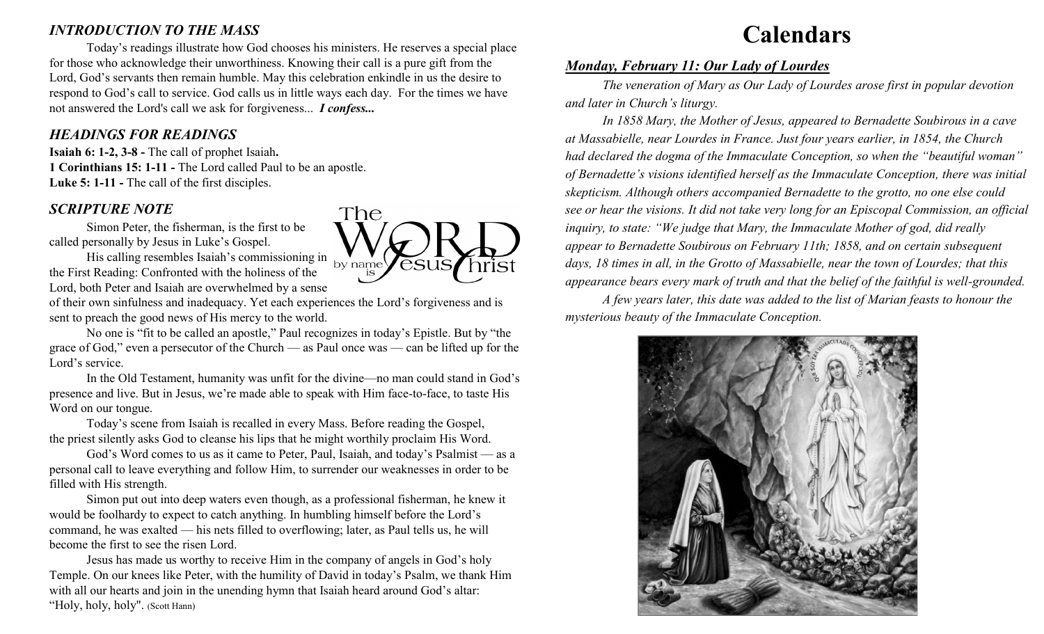### *INTRODUCTION TO THE MASS*

Today's readings illustrate how God chooses his ministers. He reserves a special place for those who acknowledge their unworthiness. Knowing their call is a pure gift from the Lord, God's servants then remain humble. May this celebration enkindle in us the desire to respond to God's call to service. God calls us in little ways each day. For the times we have not answered the Lord's call we ask for forgiveness... ***I confess...***

### *HEADINGS FOR READINGS*

**Isaiah 6: 1-2, 3-8 -** The call of prophet Isaiah**.**
**1 Corinthians 15: 1-11 -** The Lord called Paul to be an apostle.
**Luke 5: 1-11 -** The call of the first disciples.

### *SCRIPTURE NOTE*

Simon Peter, the fisherman, is the first to be called personally by Jesus in Luke's Gospel.

His calling resembles Isaiah's commissioning in the First Reading: Confronted with the holiness of the Lord, both Peter and Isaiah are overwhelmed by a sense of their own sinfulness and inadequacy. Yet each experiences the Lord's forgiveness and is sent to preach the good news of His mercy to the world.

No one is "fit to be called an apostle," Paul recognizes in today's Epistle. But by "the grace of God," even a persecutor of the Church — as Paul once was — can be lifted up for the Lord's service.

In the Old Testament, humanity was unfit for the divine—no man could stand in God's presence and live. But in Jesus, we're made able to speak with Him face-to-face, to taste His Word on our tongue.

Today's scene from Isaiah is recalled in every Mass. Before reading the Gospel, the priest silently asks God to cleanse his lips that he might worthily proclaim His Word.

God's Word comes to us as it came to Peter, Paul, Isaiah, and today's Psalmist — as a personal call to leave everything and follow Him, to surrender our weaknesses in order to be filled with His strength.

Simon put out into deep waters even though, as a professional fisherman, he knew it would be foolhardy to expect to catch anything. In humbling himself before the Lord's command, he was exalted — his nets filled to overflowing; later, as Paul tells us, he will become the first to see the risen Lord.

Jesus has made us worthy to receive Him in the company of angels in God's holy Temple. On our knees like Peter, with the humility of David in today's Psalm, we thank Him with all our hearts and join in the unending hymn that Isaiah heard around God's altar: "Holy, holy, holy". (Scott Hann)

# Calendars

### ***Monday, February 11: Our Lady of Lourdes***

*The veneration of Mary as Our Lady of Lourdes arose first in popular devotion and later in Church's liturgy.*

*In 1858 Mary, the Mother of Jesus, appeared to Bernadette Soubirous in a cave at Massabielle, near Lourdes in France. Just four years earlier, in 1854, the Church had declared the dogma of the Immaculate Conception, so when the "beautiful woman" of Bernadette's visions identified herself as the Immaculate Conception, there was initial skepticism. Although others accompanied Bernadette to the grotto, no one else could see or hear the visions. It did not take very long for an Episcopal Commission, an official inquiry, to state: "We judge that Mary, the Immaculate Mother of god, did really appear to Bernadette Soubirous on February 11th; 1858, and on certain subsequent days, 18 times in all, in the Grotto of Massabielle, near the town of Lourdes; that this appearance bears every mark of truth and that the belief of the faithful is well-grounded.*

*A few years later, this date was added to the list of Marian feasts to honour the mysterious beauty of the Immaculate Conception.*